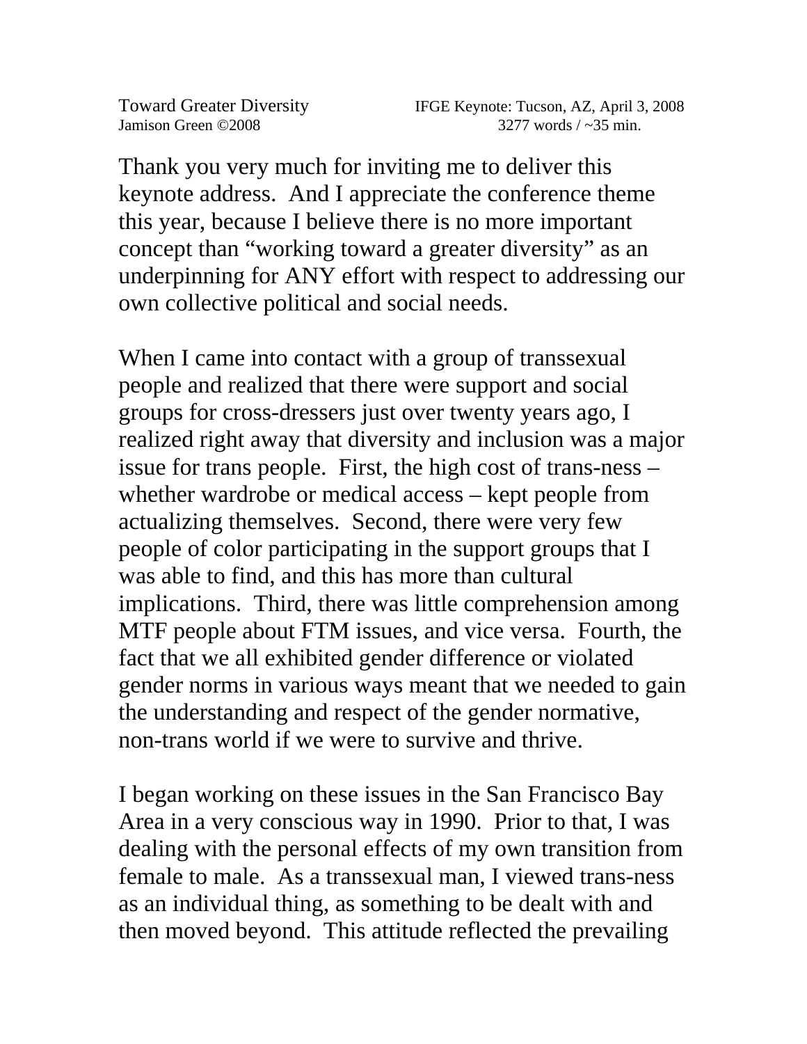Toward Greater Diversity — IFGE Keynote: Tucson, AZ, April 3, 2008
Jamison Green ©2008 — 3277 words / ~35 min.

Thank you very much for inviting me to deliver this keynote address. And I appreciate the conference theme this year, because I believe there is no more important concept than "working toward a greater diversity" as an underpinning for ANY effort with respect to addressing our own collective political and social needs.

When I came into contact with a group of transsexual people and realized that there were support and social groups for cross-dressers just over twenty years ago, I realized right away that diversity and inclusion was a major issue for trans people. First, the high cost of trans-ness – whether wardrobe or medical access – kept people from actualizing themselves. Second, there were very few people of color participating in the support groups that I was able to find, and this has more than cultural implications. Third, there was little comprehension among MTF people about FTM issues, and vice versa. Fourth, the fact that we all exhibited gender difference or violated gender norms in various ways meant that we needed to gain the understanding and respect of the gender normative, non-trans world if we were to survive and thrive.

I began working on these issues in the San Francisco Bay Area in a very conscious way in 1990. Prior to that, I was dealing with the personal effects of my own transition from female to male. As a transsexual man, I viewed trans-ness as an individual thing, as something to be dealt with and then moved beyond. This attitude reflected the prevailing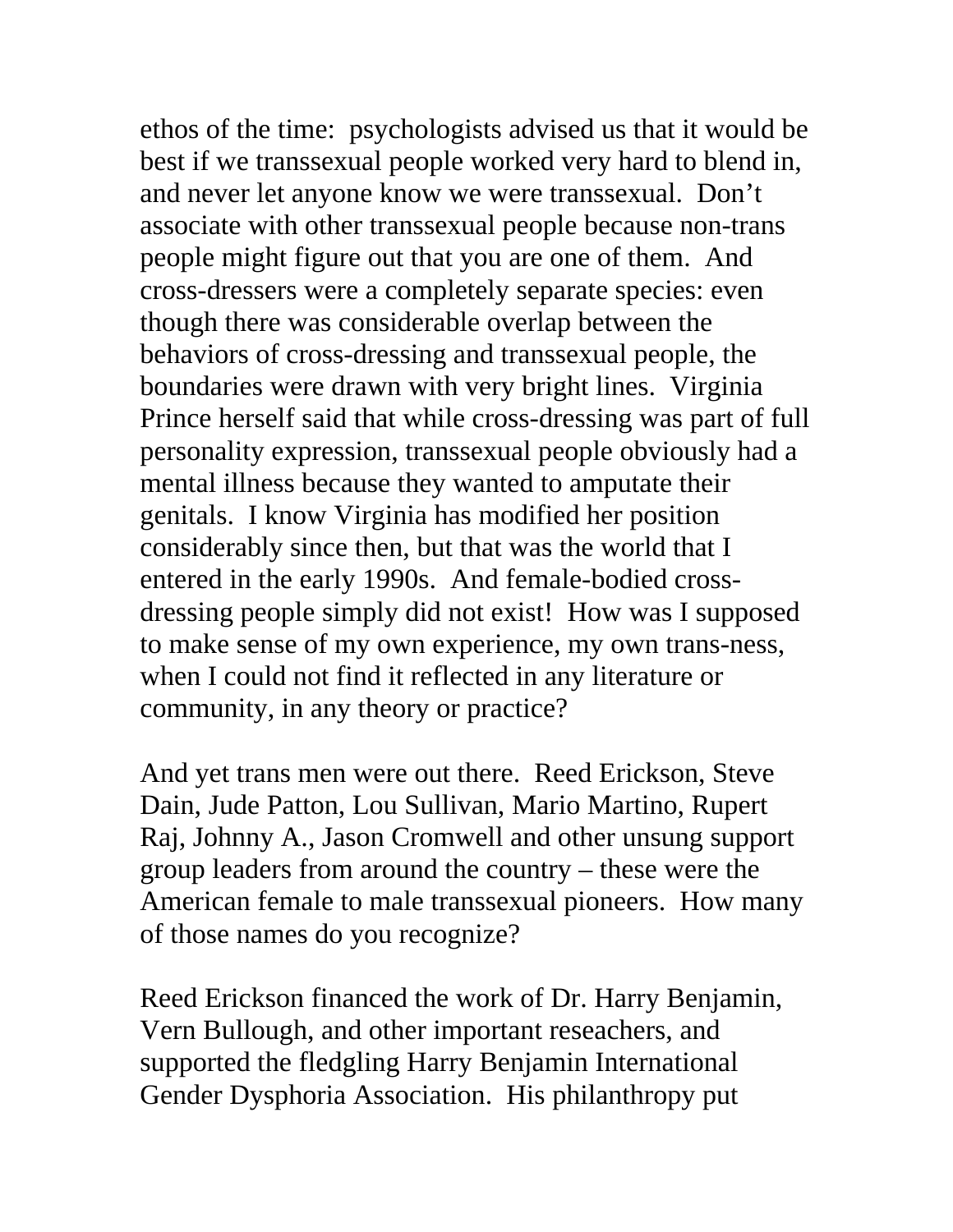ethos of the time: psychologists advised us that it would be best if we transsexual people worked very hard to blend in, and never let anyone know we were transsexual. Don't associate with other transsexual people because non-trans people might figure out that you are one of them. And cross-dressers were a completely separate species: even though there was considerable overlap between the behaviors of cross-dressing and transsexual people, the boundaries were drawn with very bright lines. Virginia Prince herself said that while cross-dressing was part of full personality expression, transsexual people obviously had a mental illness because they wanted to amputate their genitals. I know Virginia has modified her position considerably since then, but that was the world that I entered in the early 1990s. And female-bodied cross-dressing people simply did not exist! How was I supposed to make sense of my own experience, my own trans-ness, when I could not find it reflected in any literature or community, in any theory or practice?

And yet trans men were out there. Reed Erickson, Steve Dain, Jude Patton, Lou Sullivan, Mario Martino, Rupert Raj, Johnny A., Jason Cromwell and other unsung support group leaders from around the country – these were the American female to male transsexual pioneers. How many of those names do you recognize?

Reed Erickson financed the work of Dr. Harry Benjamin, Vern Bullough, and other important reseachers, and supported the fledgling Harry Benjamin International Gender Dysphoria Association. His philanthropy put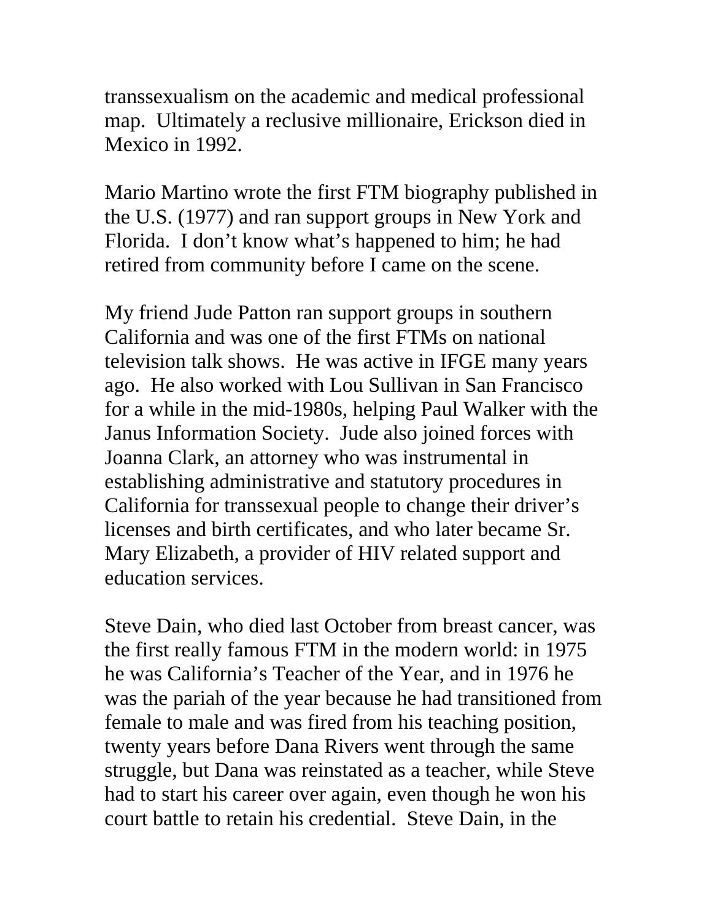transsexualism on the academic and medical professional map. Ultimately a reclusive millionaire, Erickson died in Mexico in 1992.

Mario Martino wrote the first FTM biography published in the U.S. (1977) and ran support groups in New York and Florida. I don't know what's happened to him; he had retired from community before I came on the scene.

My friend Jude Patton ran support groups in southern California and was one of the first FTMs on national television talk shows. He was active in IFGE many years ago. He also worked with Lou Sullivan in San Francisco for a while in the mid-1980s, helping Paul Walker with the Janus Information Society. Jude also joined forces with Joanna Clark, an attorney who was instrumental in establishing administrative and statutory procedures in California for transsexual people to change their driver's licenses and birth certificates, and who later became Sr. Mary Elizabeth, a provider of HIV related support and education services.

Steve Dain, who died last October from breast cancer, was the first really famous FTM in the modern world: in 1975 he was California's Teacher of the Year, and in 1976 he was the pariah of the year because he had transitioned from female to male and was fired from his teaching position, twenty years before Dana Rivers went through the same struggle, but Dana was reinstated as a teacher, while Steve had to start his career over again, even though he won his court battle to retain his credential. Steve Dain, in the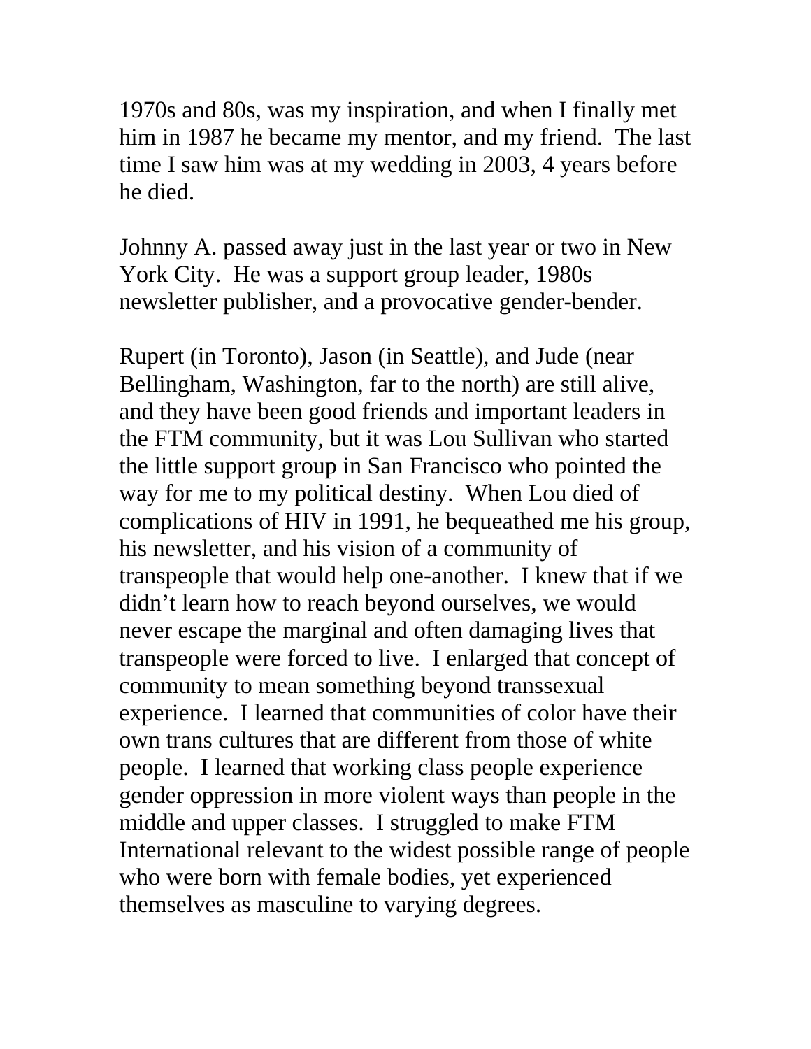1970s and 80s, was my inspiration, and when I finally met him in 1987 he became my mentor, and my friend. The last time I saw him was at my wedding in 2003, 4 years before he died.

Johnny A. passed away just in the last year or two in New York City. He was a support group leader, 1980s newsletter publisher, and a provocative gender-bender.

Rupert (in Toronto), Jason (in Seattle), and Jude (near Bellingham, Washington, far to the north) are still alive, and they have been good friends and important leaders in the FTM community, but it was Lou Sullivan who started the little support group in San Francisco who pointed the way for me to my political destiny. When Lou died of complications of HIV in 1991, he bequeathed me his group, his newsletter, and his vision of a community of transpeople that would help one-another. I knew that if we didn't learn how to reach beyond ourselves, we would never escape the marginal and often damaging lives that transpeople were forced to live. I enlarged that concept of community to mean something beyond transsexual experience. I learned that communities of color have their own trans cultures that are different from those of white people. I learned that working class people experience gender oppression in more violent ways than people in the middle and upper classes. I struggled to make FTM International relevant to the widest possible range of people who were born with female bodies, yet experienced themselves as masculine to varying degrees.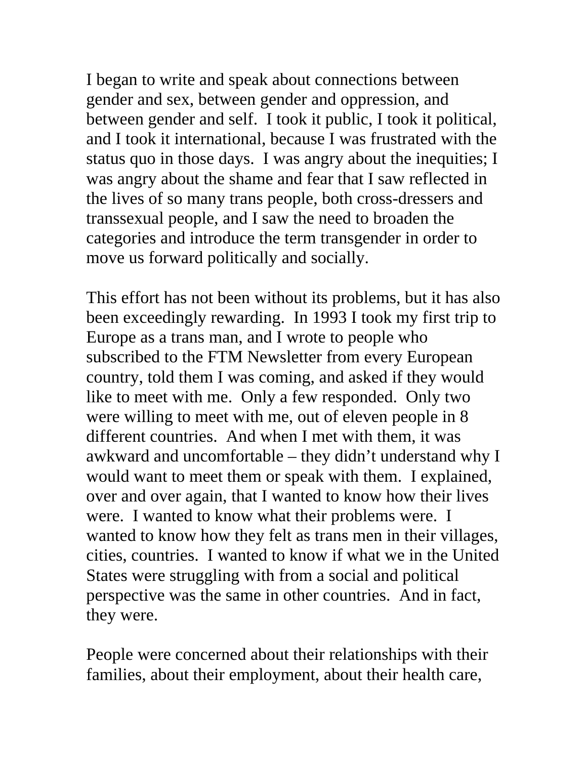I began to write and speak about connections between gender and sex, between gender and oppression, and between gender and self. I took it public, I took it political, and I took it international, because I was frustrated with the status quo in those days. I was angry about the inequities; I was angry about the shame and fear that I saw reflected in the lives of so many trans people, both cross-dressers and transsexual people, and I saw the need to broaden the categories and introduce the term transgender in order to move us forward politically and socially.

This effort has not been without its problems, but it has also been exceedingly rewarding. In 1993 I took my first trip to Europe as a trans man, and I wrote to people who subscribed to the FTM Newsletter from every European country, told them I was coming, and asked if they would like to meet with me. Only a few responded. Only two were willing to meet with me, out of eleven people in 8 different countries. And when I met with them, it was awkward and uncomfortable – they didn't understand why I would want to meet them or speak with them. I explained, over and over again, that I wanted to know how their lives were. I wanted to know what their problems were. I wanted to know how they felt as trans men in their villages, cities, countries. I wanted to know if what we in the United States were struggling with from a social and political perspective was the same in other countries. And in fact, they were.

People were concerned about their relationships with their families, about their employment, about their health care,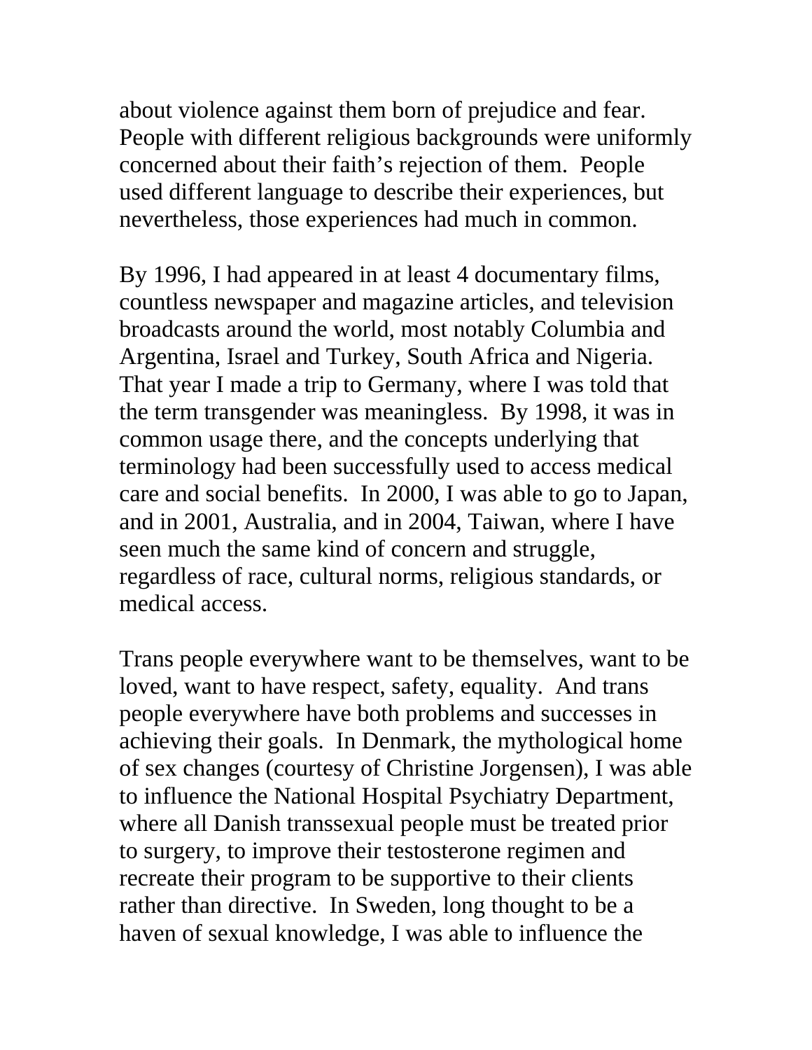about violence against them born of prejudice and fear. People with different religious backgrounds were uniformly concerned about their faith's rejection of them. People used different language to describe their experiences, but nevertheless, those experiences had much in common.

By 1996, I had appeared in at least 4 documentary films, countless newspaper and magazine articles, and television broadcasts around the world, most notably Columbia and Argentina, Israel and Turkey, South Africa and Nigeria. That year I made a trip to Germany, where I was told that the term transgender was meaningless. By 1998, it was in common usage there, and the concepts underlying that terminology had been successfully used to access medical care and social benefits. In 2000, I was able to go to Japan, and in 2001, Australia, and in 2004, Taiwan, where I have seen much the same kind of concern and struggle, regardless of race, cultural norms, religious standards, or medical access.

Trans people everywhere want to be themselves, want to be loved, want to have respect, safety, equality. And trans people everywhere have both problems and successes in achieving their goals. In Denmark, the mythological home of sex changes (courtesy of Christine Jorgensen), I was able to influence the National Hospital Psychiatry Department, where all Danish transsexual people must be treated prior to surgery, to improve their testosterone regimen and recreate their program to be supportive to their clients rather than directive. In Sweden, long thought to be a haven of sexual knowledge, I was able to influence the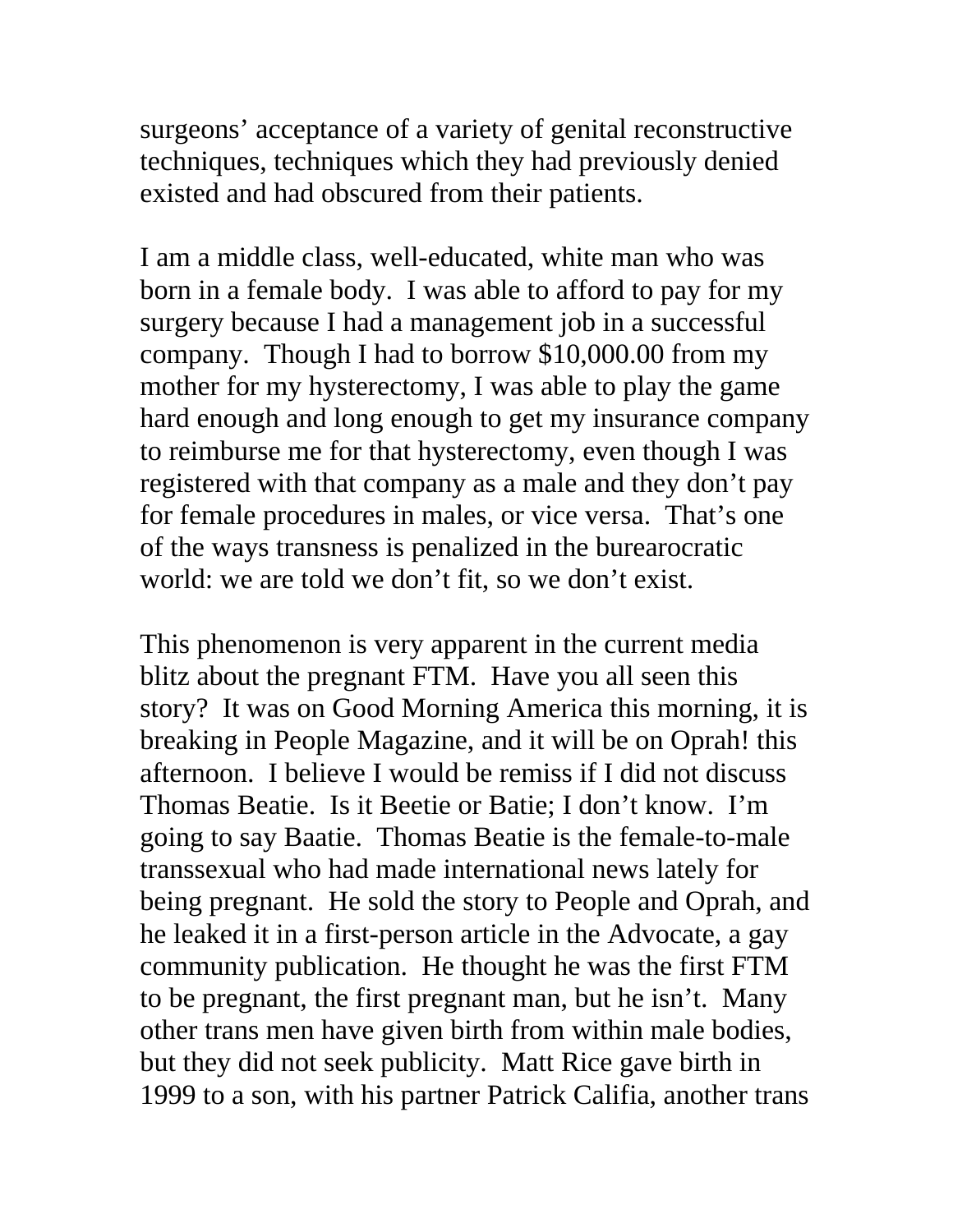surgeons' acceptance of a variety of genital reconstructive techniques, techniques which they had previously denied existed and had obscured from their patients.

I am a middle class, well-educated, white man who was born in a female body. I was able to afford to pay for my surgery because I had a management job in a successful company. Though I had to borrow $10,000.00 from my mother for my hysterectomy, I was able to play the game hard enough and long enough to get my insurance company to reimburse me for that hysterectomy, even though I was registered with that company as a male and they don't pay for female procedures in males, or vice versa. That's one of the ways transness is penalized in the burearocratic world: we are told we don't fit, so we don't exist.

This phenomenon is very apparent in the current media blitz about the pregnant FTM. Have you all seen this story? It was on Good Morning America this morning, it is breaking in People Magazine, and it will be on Oprah! this afternoon. I believe I would be remiss if I did not discuss Thomas Beatie. Is it Beetie or Batie; I don't know. I'm going to say Baatie. Thomas Beatie is the female-to-male transsexual who had made international news lately for being pregnant. He sold the story to People and Oprah, and he leaked it in a first-person article in the Advocate, a gay community publication. He thought he was the first FTM to be pregnant, the first pregnant man, but he isn't. Many other trans men have given birth from within male bodies, but they did not seek publicity. Matt Rice gave birth in 1999 to a son, with his partner Patrick Califia, another trans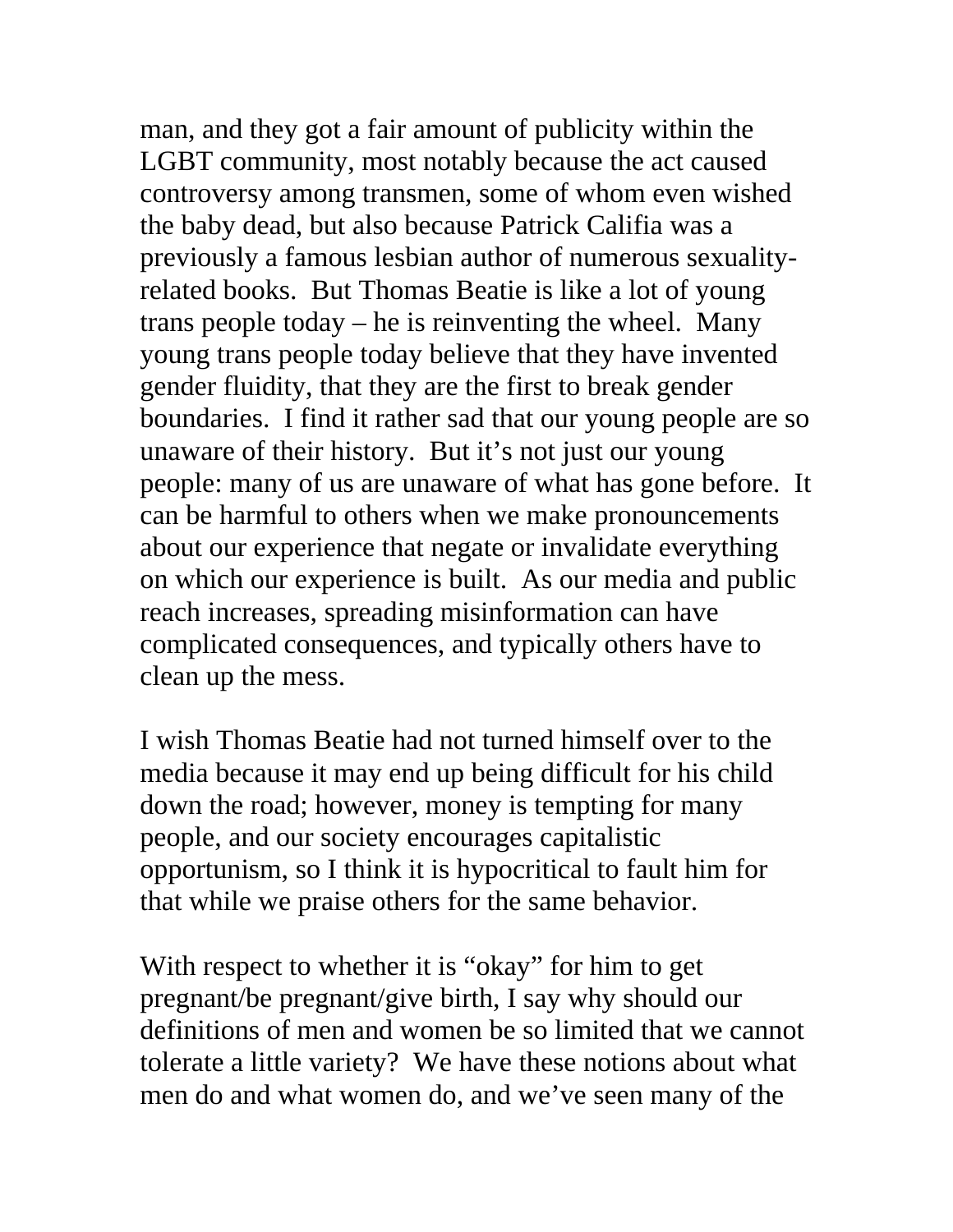man, and they got a fair amount of publicity within the LGBT community, most notably because the act caused controversy among transmen, some of whom even wished the baby dead, but also because Patrick Califia was a previously a famous lesbian author of numerous sexuality-related books. But Thomas Beatie is like a lot of young trans people today – he is reinventing the wheel. Many young trans people today believe that they have invented gender fluidity, that they are the first to break gender boundaries. I find it rather sad that our young people are so unaware of their history. But it's not just our young people: many of us are unaware of what has gone before. It can be harmful to others when we make pronouncements about our experience that negate or invalidate everything on which our experience is built. As our media and public reach increases, spreading misinformation can have complicated consequences, and typically others have to clean up the mess.

I wish Thomas Beatie had not turned himself over to the media because it may end up being difficult for his child down the road; however, money is tempting for many people, and our society encourages capitalistic opportunism, so I think it is hypocritical to fault him for that while we praise others for the same behavior.

With respect to whether it is "okay" for him to get pregnant/be pregnant/give birth, I say why should our definitions of men and women be so limited that we cannot tolerate a little variety? We have these notions about what men do and what women do, and we've seen many of the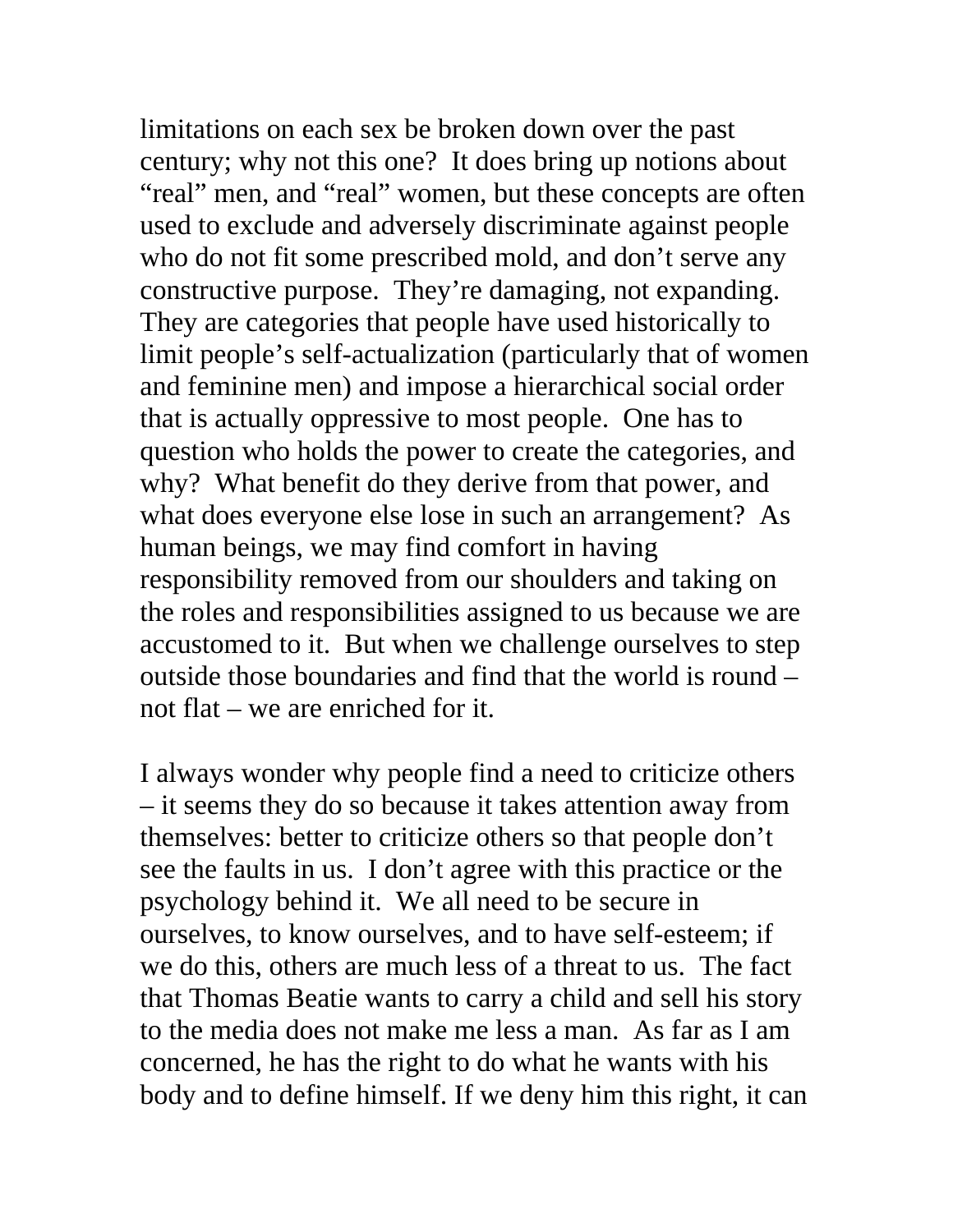limitations on each sex be broken down over the past century; why not this one? It does bring up notions about "real" men, and "real" women, but these concepts are often used to exclude and adversely discriminate against people who do not fit some prescribed mold, and don't serve any constructive purpose. They're damaging, not expanding. They are categories that people have used historically to limit people's self-actualization (particularly that of women and feminine men) and impose a hierarchical social order that is actually oppressive to most people. One has to question who holds the power to create the categories, and why? What benefit do they derive from that power, and what does everyone else lose in such an arrangement? As human beings, we may find comfort in having responsibility removed from our shoulders and taking on the roles and responsibilities assigned to us because we are accustomed to it. But when we challenge ourselves to step outside those boundaries and find that the world is round – not flat – we are enriched for it.

I always wonder why people find a need to criticize others – it seems they do so because it takes attention away from themselves: better to criticize others so that people don't see the faults in us. I don't agree with this practice or the psychology behind it. We all need to be secure in ourselves, to know ourselves, and to have self-esteem; if we do this, others are much less of a threat to us. The fact that Thomas Beatie wants to carry a child and sell his story to the media does not make me less a man. As far as I am concerned, he has the right to do what he wants with his body and to define himself. If we deny him this right, it can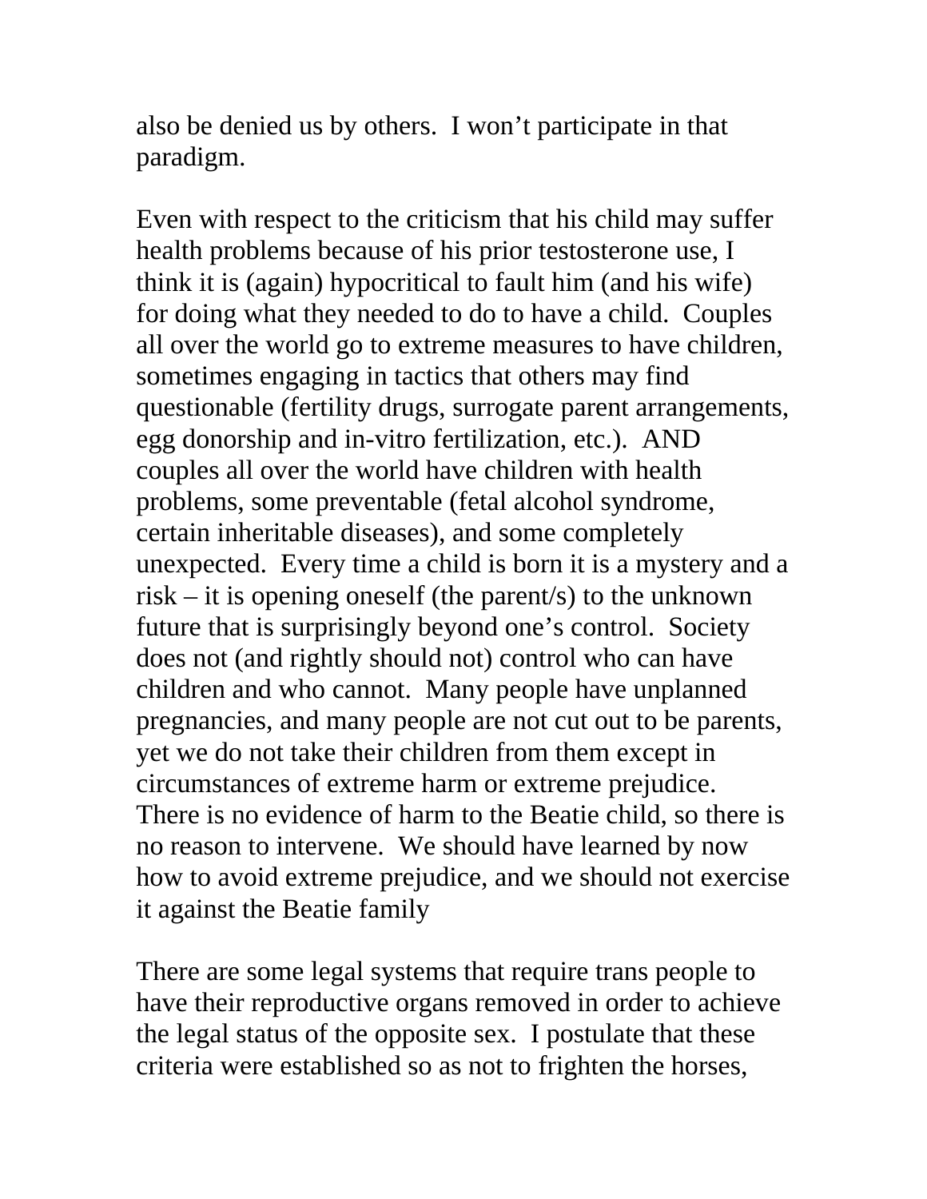also be denied us by others. I won't participate in that paradigm.

Even with respect to the criticism that his child may suffer health problems because of his prior testosterone use, I think it is (again) hypocritical to fault him (and his wife) for doing what they needed to do to have a child. Couples all over the world go to extreme measures to have children, sometimes engaging in tactics that others may find questionable (fertility drugs, surrogate parent arrangements, egg donorship and in-vitro fertilization, etc.). AND couples all over the world have children with health problems, some preventable (fetal alcohol syndrome, certain inheritable diseases), and some completely unexpected. Every time a child is born it is a mystery and a risk – it is opening oneself (the parent/s) to the unknown future that is surprisingly beyond one's control. Society does not (and rightly should not) control who can have children and who cannot. Many people have unplanned pregnancies, and many people are not cut out to be parents, yet we do not take their children from them except in circumstances of extreme harm or extreme prejudice. There is no evidence of harm to the Beatie child, so there is no reason to intervene. We should have learned by now how to avoid extreme prejudice, and we should not exercise it against the Beatie family

There are some legal systems that require trans people to have their reproductive organs removed in order to achieve the legal status of the opposite sex. I postulate that these criteria were established so as not to frighten the horses,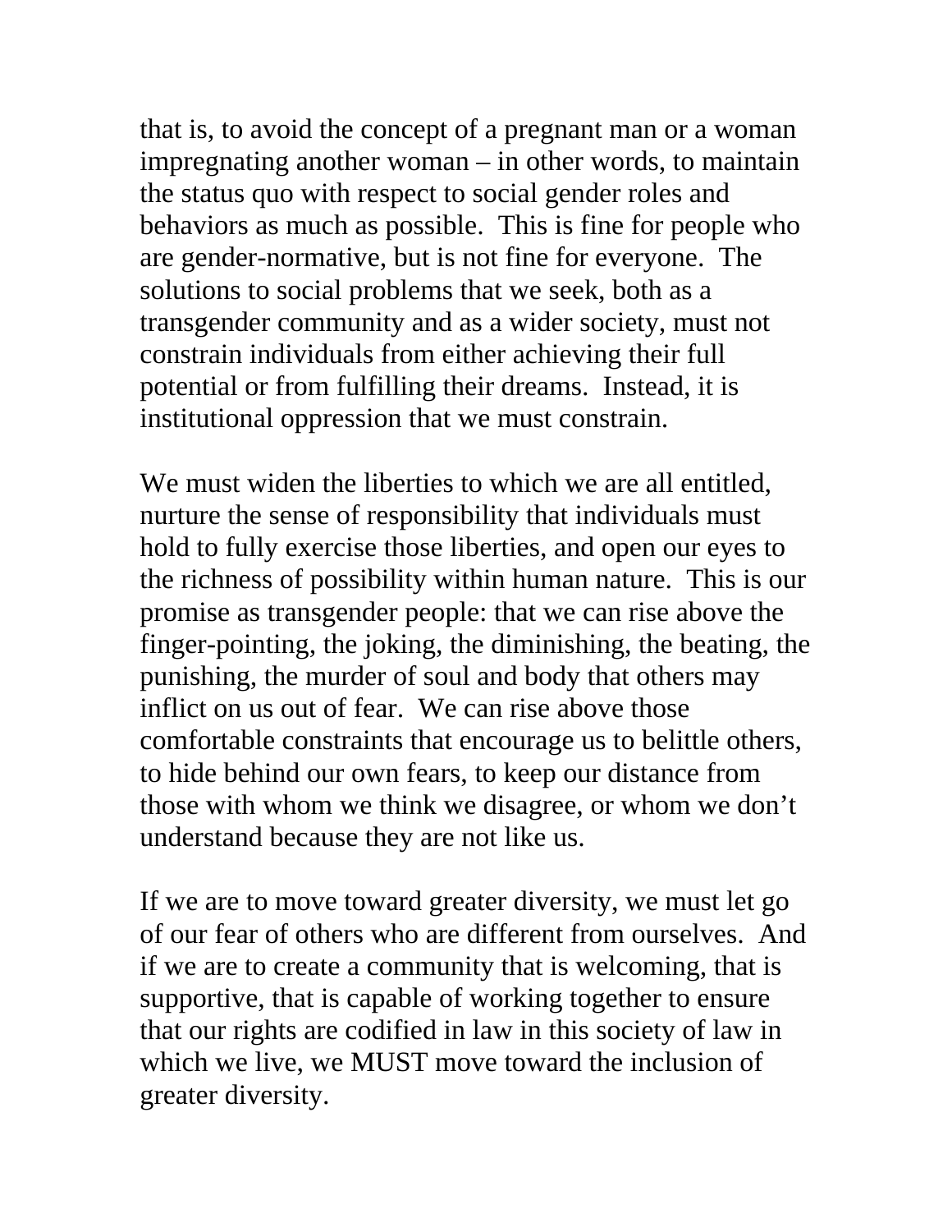that is, to avoid the concept of a pregnant man or a woman impregnating another woman – in other words, to maintain the status quo with respect to social gender roles and behaviors as much as possible. This is fine for people who are gender-normative, but is not fine for everyone. The solutions to social problems that we seek, both as a transgender community and as a wider society, must not constrain individuals from either achieving their full potential or from fulfilling their dreams. Instead, it is institutional oppression that we must constrain.

We must widen the liberties to which we are all entitled, nurture the sense of responsibility that individuals must hold to fully exercise those liberties, and open our eyes to the richness of possibility within human nature. This is our promise as transgender people: that we can rise above the finger-pointing, the joking, the diminishing, the beating, the punishing, the murder of soul and body that others may inflict on us out of fear. We can rise above those comfortable constraints that encourage us to belittle others, to hide behind our own fears, to keep our distance from those with whom we think we disagree, or whom we don't understand because they are not like us.

If we are to move toward greater diversity, we must let go of our fear of others who are different from ourselves. And if we are to create a community that is welcoming, that is supportive, that is capable of working together to ensure that our rights are codified in law in this society of law in which we live, we MUST move toward the inclusion of greater diversity.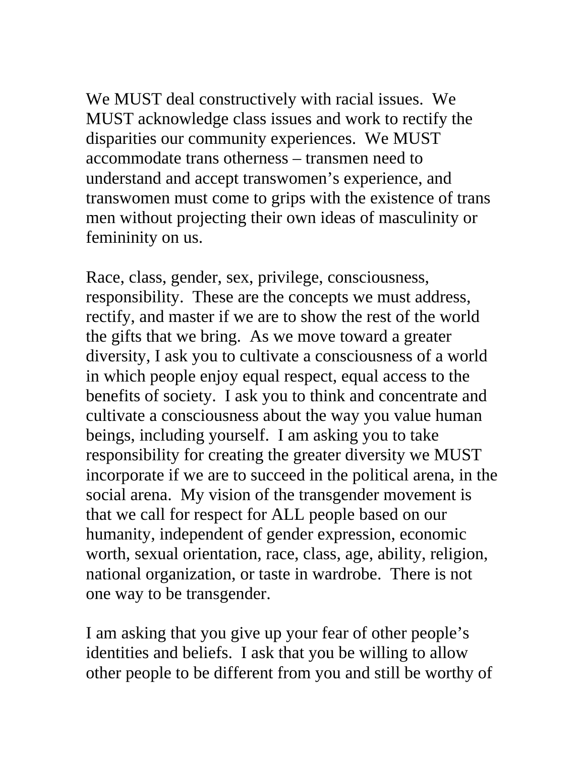We MUST deal constructively with racial issues. We MUST acknowledge class issues and work to rectify the disparities our community experiences. We MUST accommodate trans otherness – transmen need to understand and accept transwomen's experience, and transwomen must come to grips with the existence of trans men without projecting their own ideas of masculinity or femininity on us.

Race, class, gender, sex, privilege, consciousness, responsibility. These are the concepts we must address, rectify, and master if we are to show the rest of the world the gifts that we bring. As we move toward a greater diversity, I ask you to cultivate a consciousness of a world in which people enjoy equal respect, equal access to the benefits of society. I ask you to think and concentrate and cultivate a consciousness about the way you value human beings, including yourself. I am asking you to take responsibility for creating the greater diversity we MUST incorporate if we are to succeed in the political arena, in the social arena. My vision of the transgender movement is that we call for respect for ALL people based on our humanity, independent of gender expression, economic worth, sexual orientation, race, class, age, ability, religion, national organization, or taste in wardrobe. There is not one way to be transgender.

I am asking that you give up your fear of other people's identities and beliefs. I ask that you be willing to allow other people to be different from you and still be worthy of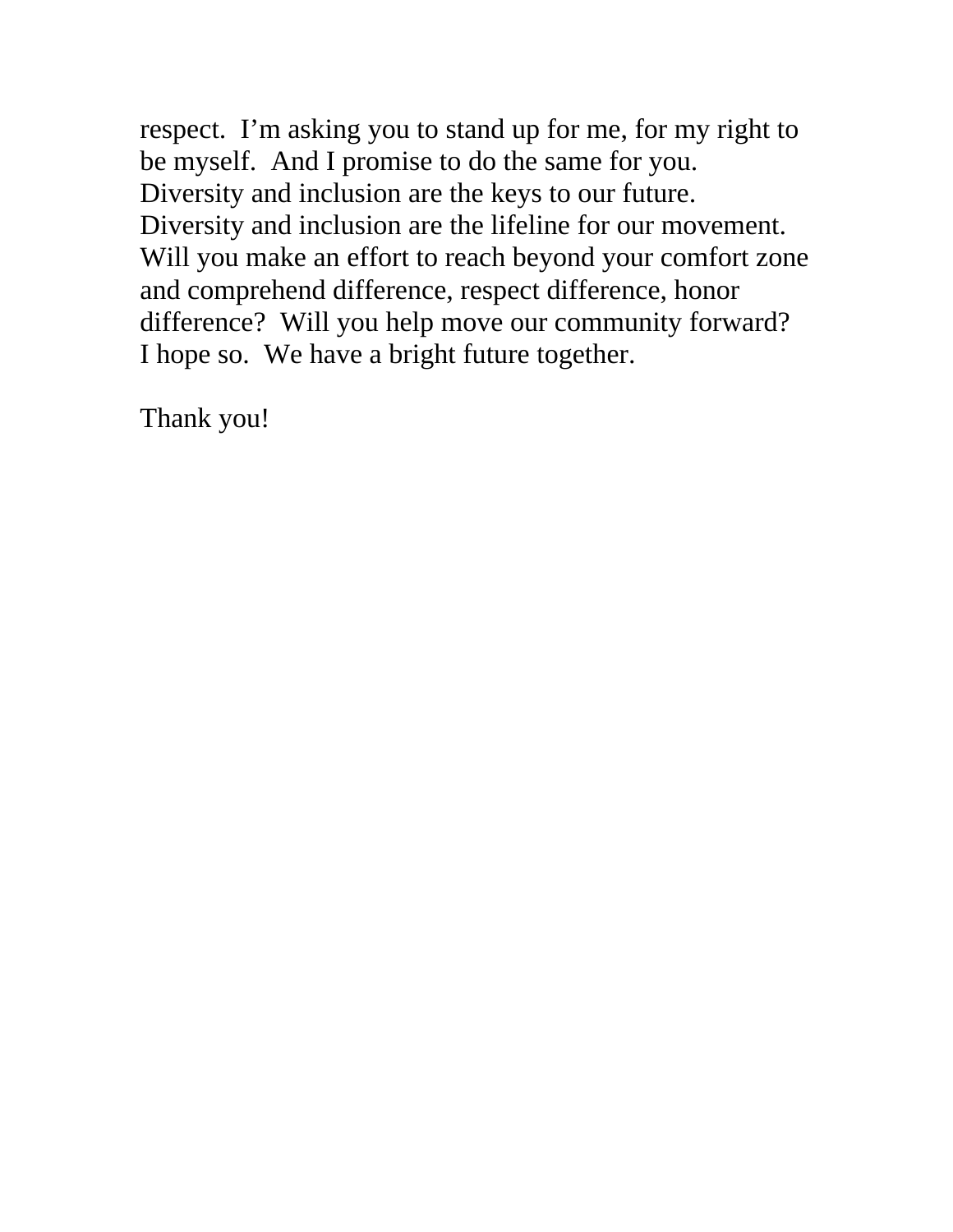respect. I'm asking you to stand up for me, for my right to be myself. And I promise to do the same for you. Diversity and inclusion are the keys to our future. Diversity and inclusion are the lifeline for our movement. Will you make an effort to reach beyond your comfort zone and comprehend difference, respect difference, honor difference? Will you help move our community forward? I hope so. We have a bright future together.

Thank you!